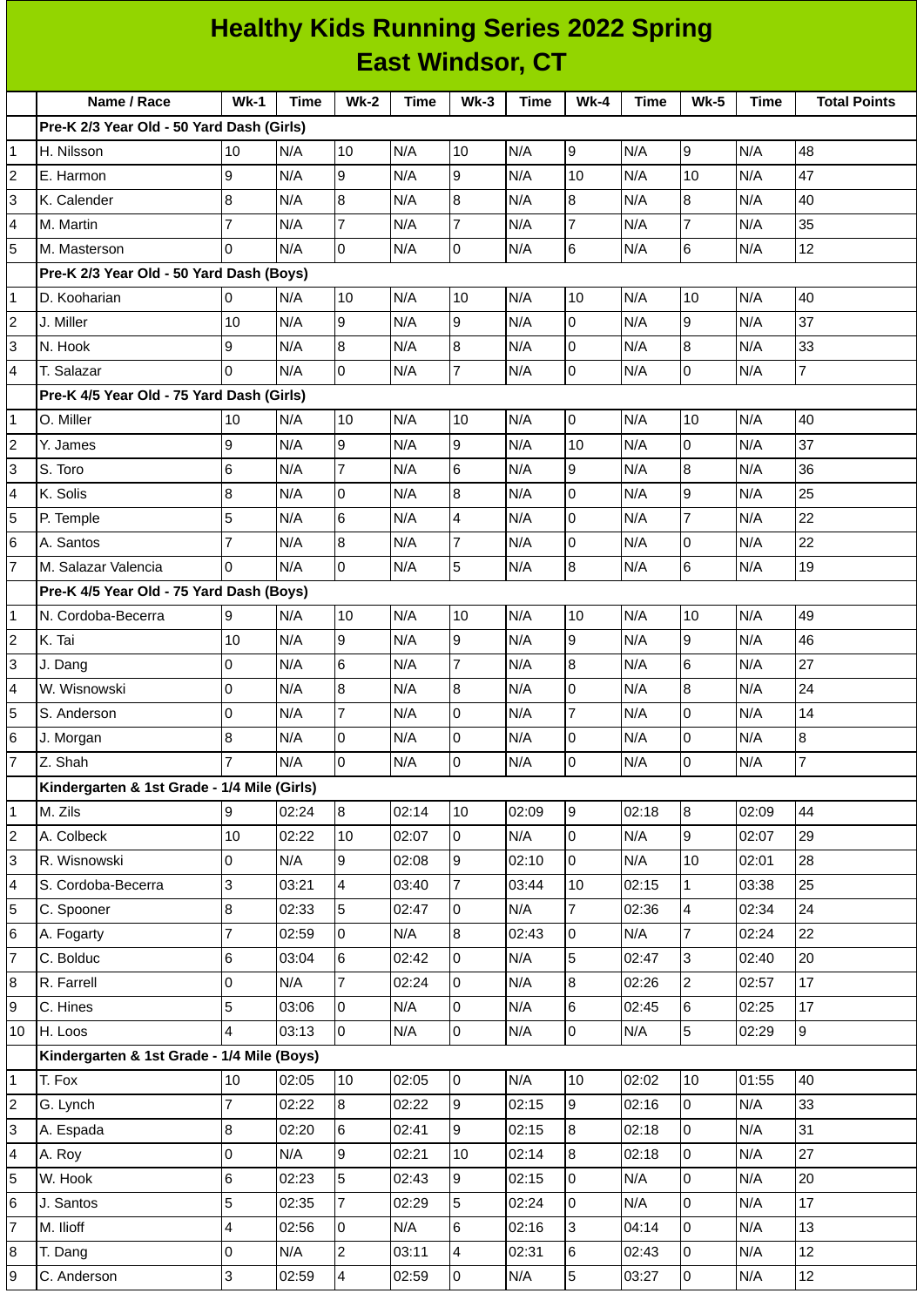# Healthy Kids Running Series 2022 Spring
## East Windsor, CT

| | Name / Race | Wk-1 | Time | Wk-2 | Time | Wk-3 | Time | Wk-4 | Time | Wk-5 | Time | Total Points |
|---|---|---|---|---|---|---|---|---|---|---|---|---|
| | **Pre-K 2/3 Year Old - 50 Yard Dash (Girls)** | | | | | | | | | | | |
| 1 | H. Nilsson | 10 | N/A | 10 | N/A | 10 | N/A | 9 | N/A | 9 | N/A | 48 |
| 2 | E. Harmon | 9 | N/A | 9 | N/A | 9 | N/A | 10 | N/A | 10 | N/A | 47 |
| 3 | K. Calender | 8 | N/A | 8 | N/A | 8 | N/A | 8 | N/A | 8 | N/A | 40 |
| 4 | M. Martin | 7 | N/A | 7 | N/A | 7 | N/A | 7 | N/A | 7 | N/A | 35 |
| 5 | M. Masterson | 0 | N/A | 0 | N/A | 0 | N/A | 6 | N/A | 6 | N/A | 12 |
| | **Pre-K 2/3 Year Old - 50 Yard Dash (Boys)** | | | | | | | | | | | |
| 1 | D. Kooharian | 0 | N/A | 10 | N/A | 10 | N/A | 10 | N/A | 10 | N/A | 40 |
| 2 | J. Miller | 10 | N/A | 9 | N/A | 9 | N/A | 0 | N/A | 9 | N/A | 37 |
| 3 | N. Hook | 9 | N/A | 8 | N/A | 8 | N/A | 0 | N/A | 8 | N/A | 33 |
| 4 | T. Salazar | 0 | N/A | 0 | N/A | 7 | N/A | 0 | N/A | 0 | N/A | 7 |
| | **Pre-K 4/5 Year Old - 75 Yard Dash (Girls)** | | | | | | | | | | | |
| 1 | O. Miller | 10 | N/A | 10 | N/A | 10 | N/A | 0 | N/A | 10 | N/A | 40 |
| 2 | Y. James | 9 | N/A | 9 | N/A | 9 | N/A | 10 | N/A | 0 | N/A | 37 |
| 3 | S. Toro | 6 | N/A | 7 | N/A | 6 | N/A | 9 | N/A | 8 | N/A | 36 |
| 4 | K. Solis | 8 | N/A | 0 | N/A | 8 | N/A | 0 | N/A | 9 | N/A | 25 |
| 5 | P. Temple | 5 | N/A | 6 | N/A | 4 | N/A | 0 | N/A | 7 | N/A | 22 |
| 6 | A. Santos | 7 | N/A | 8 | N/A | 7 | N/A | 0 | N/A | 0 | N/A | 22 |
| 7 | M. Salazar Valencia | 0 | N/A | 0 | N/A | 5 | N/A | 8 | N/A | 6 | N/A | 19 |
| | **Pre-K 4/5 Year Old - 75 Yard Dash (Boys)** | | | | | | | | | | | |
| 1 | N. Cordoba-Becerra | 9 | N/A | 10 | N/A | 10 | N/A | 10 | N/A | 10 | N/A | 49 |
| 2 | K. Tai | 10 | N/A | 9 | N/A | 9 | N/A | 9 | N/A | 9 | N/A | 46 |
| 3 | J. Dang | 0 | N/A | 6 | N/A | 7 | N/A | 8 | N/A | 6 | N/A | 27 |
| 4 | W. Wisnowski | 0 | N/A | 8 | N/A | 8 | N/A | 0 | N/A | 8 | N/A | 24 |
| 5 | S. Anderson | 0 | N/A | 7 | N/A | 0 | N/A | 7 | N/A | 0 | N/A | 14 |
| 6 | J. Morgan | 8 | N/A | 0 | N/A | 0 | N/A | 0 | N/A | 0 | N/A | 8 |
| 7 | Z. Shah | 7 | N/A | 0 | N/A | 0 | N/A | 0 | N/A | 0 | N/A | 7 |
| | **Kindergarten & 1st Grade - 1/4 Mile (Girls)** | | | | | | | | | | | |
| 1 | M. Zils | 9 | 02:24 | 8 | 02:14 | 10 | 02:09 | 9 | 02:18 | 8 | 02:09 | 44 |
| 2 | A. Colbeck | 10 | 02:22 | 10 | 02:07 | 0 | N/A | 0 | N/A | 9 | 02:07 | 29 |
| 3 | R. Wisnowski | 0 | N/A | 9 | 02:08 | 9 | 02:10 | 0 | N/A | 10 | 02:01 | 28 |
| 4 | S. Cordoba-Becerra | 3 | 03:21 | 4 | 03:40 | 7 | 03:44 | 10 | 02:15 | 1 | 03:38 | 25 |
| 5 | C. Spooner | 8 | 02:33 | 5 | 02:47 | 0 | N/A | 7 | 02:36 | 4 | 02:34 | 24 |
| 6 | A. Fogarty | 7 | 02:59 | 0 | N/A | 8 | 02:43 | 0 | N/A | 7 | 02:24 | 22 |
| 7 | C. Bolduc | 6 | 03:04 | 6 | 02:42 | 0 | N/A | 5 | 02:47 | 3 | 02:40 | 20 |
| 8 | R. Farrell | 0 | N/A | 7 | 02:24 | 0 | N/A | 8 | 02:26 | 2 | 02:57 | 17 |
| 9 | C. Hines | 5 | 03:06 | 0 | N/A | 0 | N/A | 6 | 02:45 | 6 | 02:25 | 17 |
| 10 | H. Loos | 4 | 03:13 | 0 | N/A | 0 | N/A | 0 | N/A | 5 | 02:29 | 9 |
| | **Kindergarten & 1st Grade - 1/4 Mile (Boys)** | | | | | | | | | | | |
| 1 | T. Fox | 10 | 02:05 | 10 | 02:05 | 0 | N/A | 10 | 02:02 | 10 | 01:55 | 40 |
| 2 | G. Lynch | 7 | 02:22 | 8 | 02:22 | 9 | 02:15 | 9 | 02:16 | 0 | N/A | 33 |
| 3 | A. Espada | 8 | 02:20 | 6 | 02:41 | 9 | 02:15 | 8 | 02:18 | 0 | N/A | 31 |
| 4 | A. Roy | 0 | N/A | 9 | 02:21 | 10 | 02:14 | 8 | 02:18 | 0 | N/A | 27 |
| 5 | W. Hook | 6 | 02:23 | 5 | 02:43 | 9 | 02:15 | 0 | N/A | 0 | N/A | 20 |
| 6 | J. Santos | 5 | 02:35 | 7 | 02:29 | 5 | 02:24 | 0 | N/A | 0 | N/A | 17 |
| 7 | M. Ilioff | 4 | 02:56 | 0 | N/A | 6 | 02:16 | 3 | 04:14 | 0 | N/A | 13 |
| 8 | T. Dang | 0 | N/A | 2 | 03:11 | 4 | 02:31 | 6 | 02:43 | 0 | N/A | 12 |
| 9 | C. Anderson | 3 | 02:59 | 4 | 02:59 | 0 | N/A | 5 | 03:27 | 0 | N/A | 12 |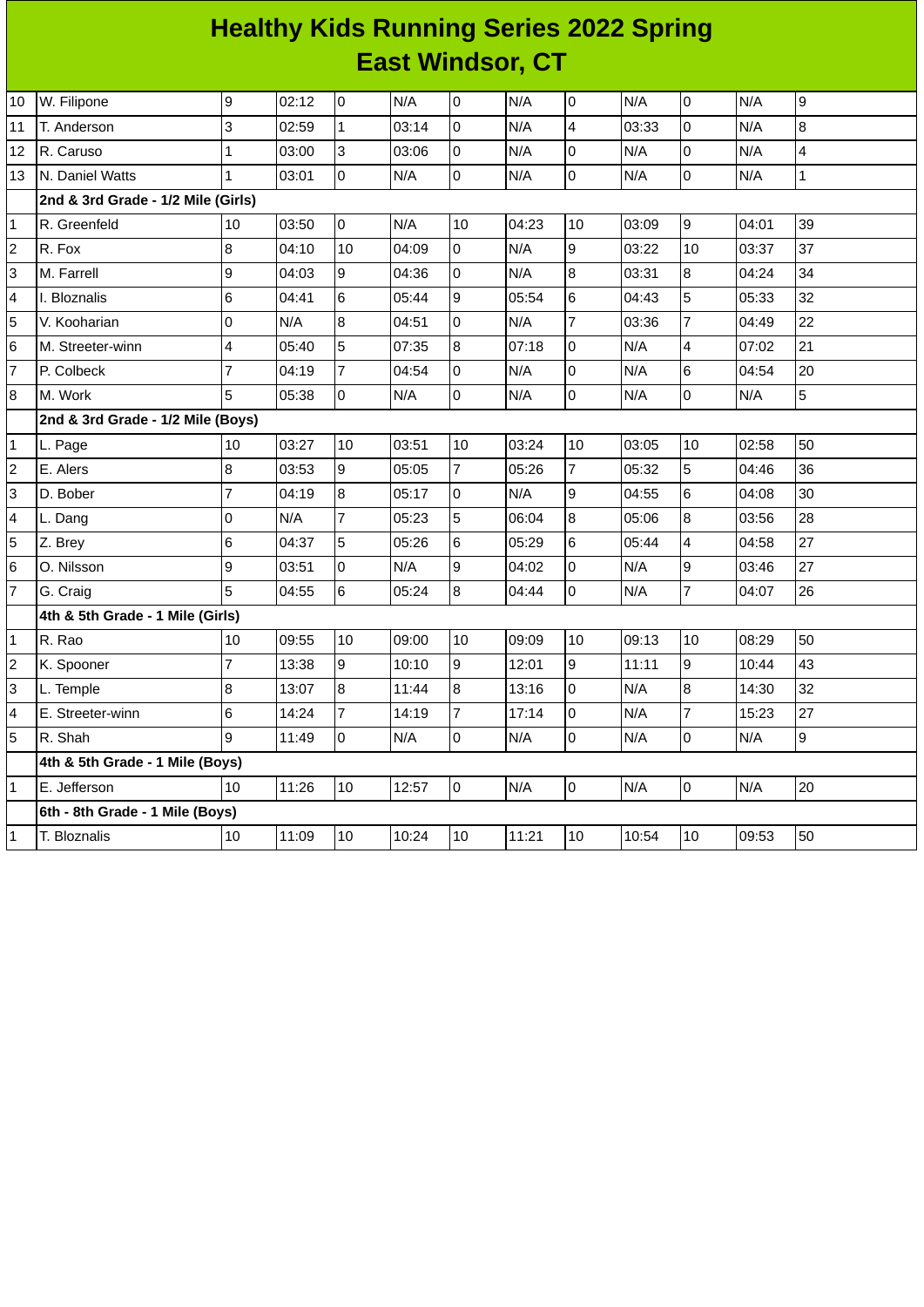# Healthy Kids Running Series 2022 Spring
## East Windsor, CT

| | | | | | | | | | | | | |
|---|---|---|---|---|---|---|---|---|---|---|---|---|
| 10 | W. Filipone | 9 | 02:12 | 0 | N/A | 0 | N/A | 0 | N/A | 0 | N/A | 9 |
| 11 | T. Anderson | 3 | 02:59 | 1 | 03:14 | 0 | N/A | 4 | 03:33 | 0 | N/A | 8 |
| 12 | R. Caruso | 1 | 03:00 | 3 | 03:06 | 0 | N/A | 0 | N/A | 0 | N/A | 4 |
| 13 | N. Daniel Watts | 1 | 03:01 | 0 | N/A | 0 | N/A | 0 | N/A | 0 | N/A | 1 |
| | **2nd & 3rd Grade - 1/2 Mile (Girls)** | | | | | | | | | | | |
| 1 | R. Greenfeld | 10 | 03:50 | 0 | N/A | 10 | 04:23 | 10 | 03:09 | 9 | 04:01 | 39 |
| 2 | R. Fox | 8 | 04:10 | 10 | 04:09 | 0 | N/A | 9 | 03:22 | 10 | 03:37 | 37 |
| 3 | M. Farrell | 9 | 04:03 | 9 | 04:36 | 0 | N/A | 8 | 03:31 | 8 | 04:24 | 34 |
| 4 | I. Bloznalis | 6 | 04:41 | 6 | 05:44 | 9 | 05:54 | 6 | 04:43 | 5 | 05:33 | 32 |
| 5 | V. Kooharian | 0 | N/A | 8 | 04:51 | 0 | N/A | 7 | 03:36 | 7 | 04:49 | 22 |
| 6 | M. Streeter-winn | 4 | 05:40 | 5 | 07:35 | 8 | 07:18 | 0 | N/A | 4 | 07:02 | 21 |
| 7 | P. Colbeck | 7 | 04:19 | 7 | 04:54 | 0 | N/A | 0 | N/A | 6 | 04:54 | 20 |
| 8 | M. Work | 5 | 05:38 | 0 | N/A | 0 | N/A | 0 | N/A | 0 | N/A | 5 |
| | **2nd & 3rd Grade - 1/2 Mile (Boys)** | | | | | | | | | | | |
| 1 | L. Page | 10 | 03:27 | 10 | 03:51 | 10 | 03:24 | 10 | 03:05 | 10 | 02:58 | 50 |
| 2 | E. Alers | 8 | 03:53 | 9 | 05:05 | 7 | 05:26 | 7 | 05:32 | 5 | 04:46 | 36 |
| 3 | D. Bober | 7 | 04:19 | 8 | 05:17 | 0 | N/A | 9 | 04:55 | 6 | 04:08 | 30 |
| 4 | L. Dang | 0 | N/A | 7 | 05:23 | 5 | 06:04 | 8 | 05:06 | 8 | 03:56 | 28 |
| 5 | Z. Brey | 6 | 04:37 | 5 | 05:26 | 6 | 05:29 | 6 | 05:44 | 4 | 04:58 | 27 |
| 6 | O. Nilsson | 9 | 03:51 | 0 | N/A | 9 | 04:02 | 0 | N/A | 9 | 03:46 | 27 |
| 7 | G. Craig | 5 | 04:55 | 6 | 05:24 | 8 | 04:44 | 0 | N/A | 7 | 04:07 | 26 |
| | **4th & 5th Grade - 1 Mile (Girls)** | | | | | | | | | | | |
| 1 | R. Rao | 10 | 09:55 | 10 | 09:00 | 10 | 09:09 | 10 | 09:13 | 10 | 08:29 | 50 |
| 2 | K. Spooner | 7 | 13:38 | 9 | 10:10 | 9 | 12:01 | 9 | 11:11 | 9 | 10:44 | 43 |
| 3 | L. Temple | 8 | 13:07 | 8 | 11:44 | 8 | 13:16 | 0 | N/A | 8 | 14:30 | 32 |
| 4 | E. Streeter-winn | 6 | 14:24 | 7 | 14:19 | 7 | 17:14 | 0 | N/A | 7 | 15:23 | 27 |
| 5 | R. Shah | 9 | 11:49 | 0 | N/A | 0 | N/A | 0 | N/A | 0 | N/A | 9 |
| | **4th & 5th Grade - 1 Mile (Boys)** | | | | | | | | | | | |
| 1 | E. Jefferson | 10 | 11:26 | 10 | 12:57 | 0 | N/A | 0 | N/A | 0 | N/A | 20 |
| | **6th - 8th Grade - 1 Mile (Boys)** | | | | | | | | | | | |
| 1 | T. Bloznalis | 10 | 11:09 | 10 | 10:24 | 10 | 11:21 | 10 | 10:54 | 10 | 09:53 | 50 |